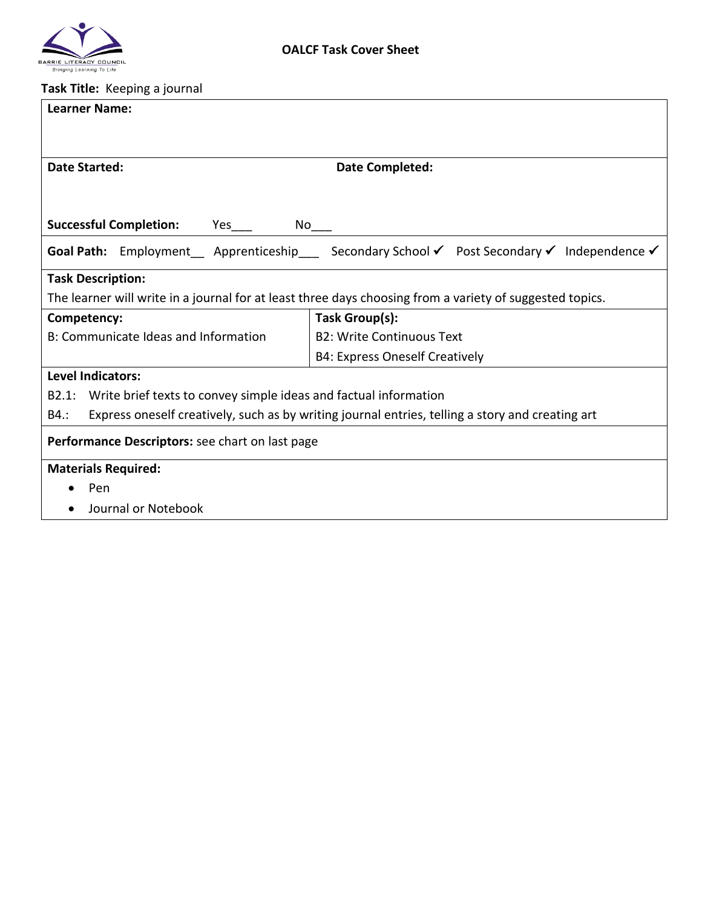BARRIE LITERACY COUNCIL
*Bringing Learning To Life*

# OALCF Task Cover Sheet

**Task Title:** Keeping a journal

| | |
|---|---|
| **Learner Name:** | |
| **Date Started:** | **Date Completed:** |
| **Successful Completion:** Yes___ No___ | |
| **Goal Path:** Employment__ Apprenticeship___ Secondary School ✓ Post Secondary ✓ Independence ✓ | |
| **Task Description:**<br>The learner will write in a journal for at least three days choosing from a variety of suggested topics. | |
| **Competency:**<br>B: Communicate Ideas and Information | **Task Group(s):**<br>B2: Write Continuous Text<br>B4: Express Oneself Creatively |
| **Level Indicators:**<br>B2.1: Write brief texts to convey simple ideas and factual information<br>B4.: Express oneself creatively, such as by writing journal entries, telling a story and creating art | |
| **Performance Descriptors:** see chart on last page | |
| **Materials Required:**<br>• Pen<br>• Journal or Notebook | |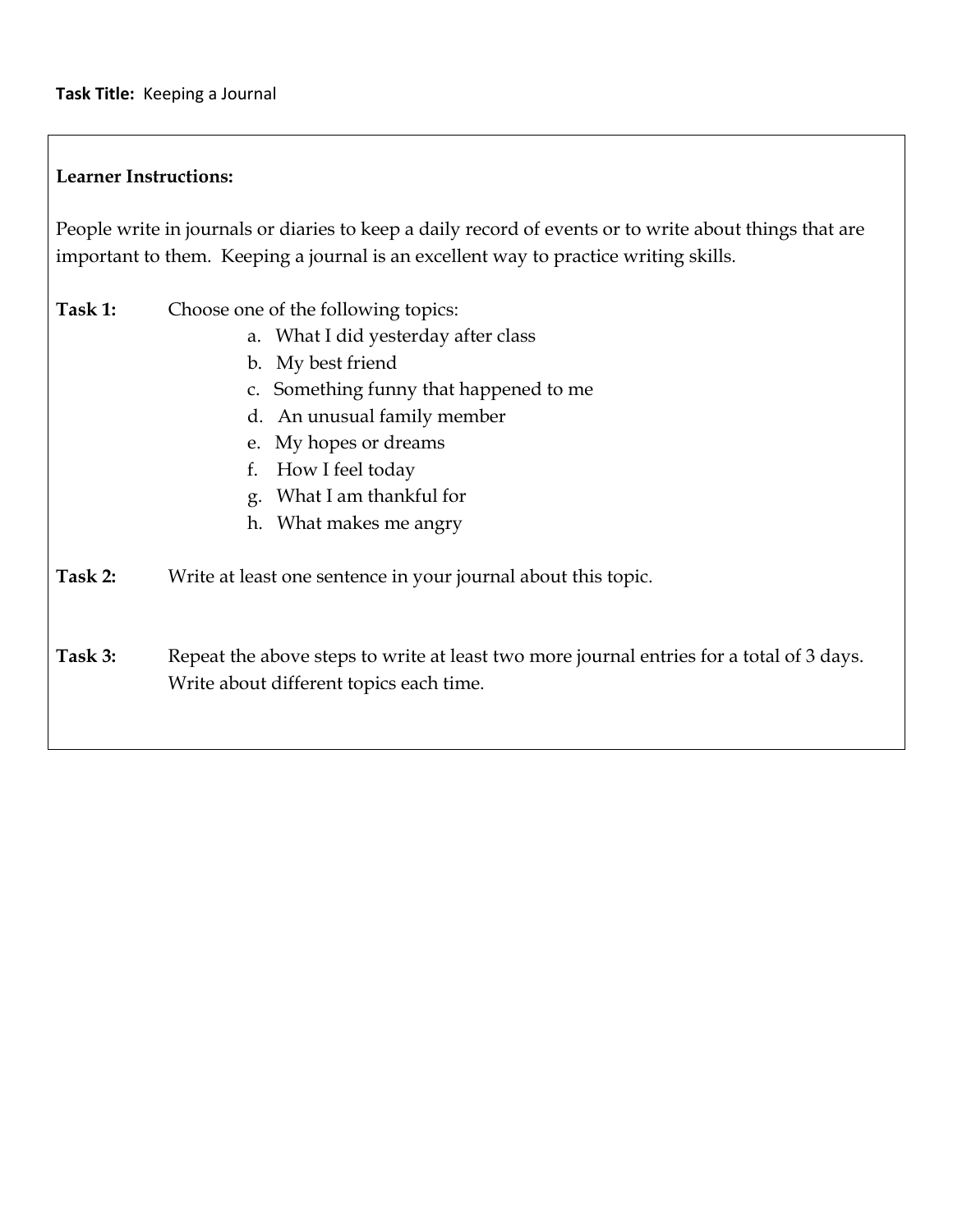**Task Title:** Keeping a Journal

**Learner Instructions:**

People write in journals or diaries to keep a daily record of events or to write about things that are important to them. Keeping a journal is an excellent way to practice writing skills.

**Task 1:** Choose one of the following topics:

a. What I did yesterday after class
b. My best friend
c. Something funny that happened to me
d. An unusual family member
e. My hopes or dreams
f. How I feel today
g. What I am thankful for
h. What makes me angry

**Task 2:** Write at least one sentence in your journal about this topic.

**Task 3:** Repeat the above steps to write at least two more journal entries for a total of 3 days. Write about different topics each time.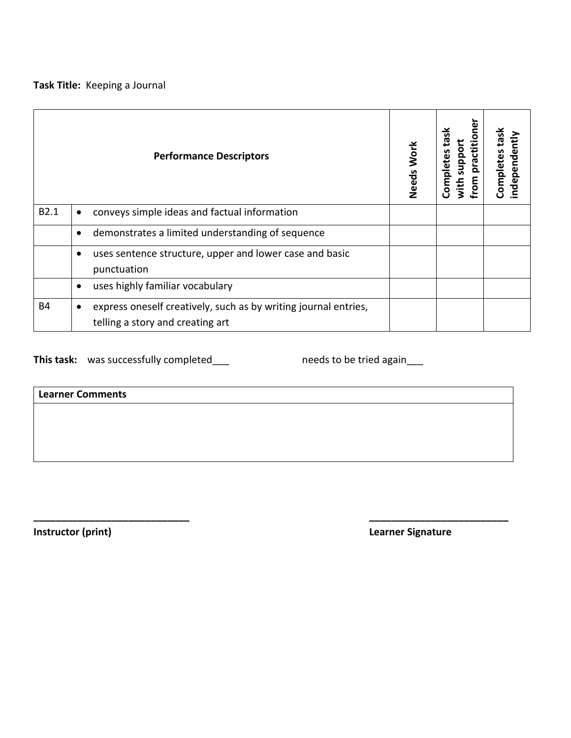**Task Title:** Keeping a Journal

| | Performance Descriptors | Needs Work | Completes task with support from practitioner | Completes task independently |
|---|---|---|---|---|
| B2.1 | • conveys simple ideas and factual information | | | |
| | • demonstrates a limited understanding of sequence | | | |
| | • uses sentence structure, upper and lower case and basic punctuation | | | |
| | • uses highly familiar vocabulary | | | |
| B4 | • express oneself creatively, such as by writing journal entries, telling a story and creating art | | | |

**This task:** was successfully completed___ needs to be tried again___

| **Learner Comments** |
|---|
| |

____________________________

**Instructor (print)**

____________________________

**Learner Signature**